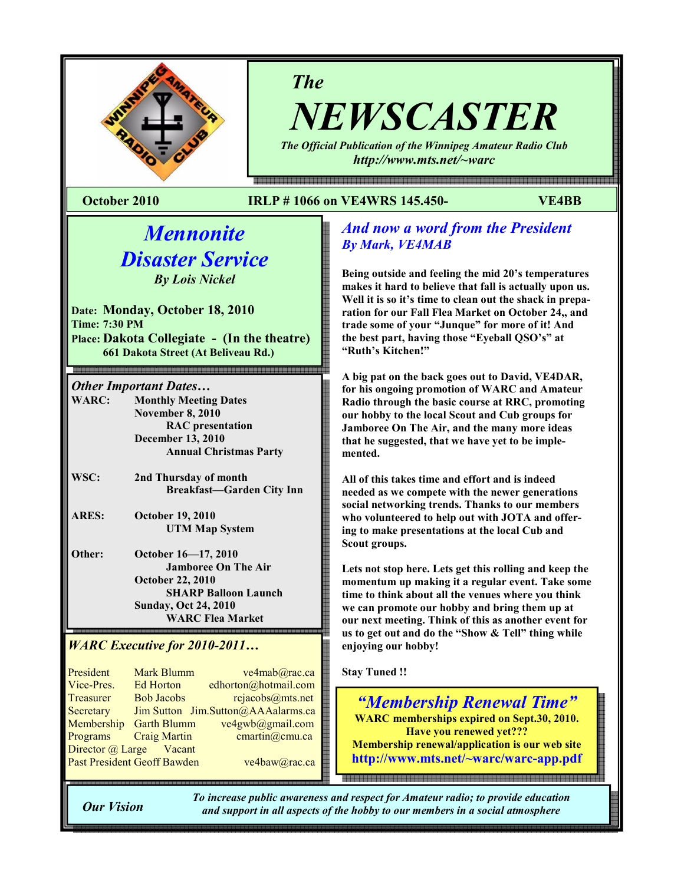# The NEWSCASTER

*The Official Publication of the Winnipeg Amateur Radio Club*
*http://www.mts.net/~warc*

**October 2010** **IRLP # 1066 on VE4WRS 145.450-** **VE4BB**

## *Mennonite Disaster Service*

*By Lois Nickel*

**Date:** **Monday, October 18, 2010**
**Time: 7:30 PM**
**Place:** **Dakota Collegiate - (In the theatre)**
**661 Dakota Street (At Beliveau Rd.)**

### *Other Important Dates…*

**WARC:** **Monthly Meeting Dates**
**November 8, 2010**
**RAC presentation**
**December 13, 2010**
**Annual Christmas Party**

**WSC:** **2nd Thursday of month**
**Breakfast—Garden City Inn**

**ARES:** **October 19, 2010**
**UTM Map System**

**Other:** **October 16—17, 2010**
**Jamboree On The Air**
**October 22, 2010**
**SHARP Balloon Launch**
**Sunday, Oct 24, 2010**
**WARC Flea Market**

### *WARC Executive for 2010-2011…*

| | | |
|---|---|---|
| President | Mark Blumm | ve4mab@rac.ca |
| Vice-Pres. | Ed Horton | edhorton@hotmail.com |
| Treasurer | Bob Jacobs | rcjacobs@mts.net |
| Secretary | Jim Sutton | Jim.Sutton@AAAalarms.ca |
| Membership | Garth Blumm | ve4gwb@gmail.com |
| Programs | Craig Martin | cmartin@cmu.ca |
| Director @ Large | Vacant | |
| Past President | Geoff Bawden | ve4baw@rac.ca |

## *And now a word from the President*

*By Mark, VE4MAB*

**Being outside and feeling the mid 20's temperatures makes it hard to believe that fall is actually upon us. Well it is so it's time to clean out the shack in preparation for our Fall Flea Market on October 24,, and trade some of your "Junque" for more of it! And the best part, having those "Eyeball QSO's" at "Ruth's Kitchen!"**

**A big pat on the back goes out to David, VE4DAR, for his ongoing promotion of WARC and Amateur Radio through the basic course at RRC, promoting our hobby to the local Scout and Cub groups for Jamboree On The Air, and the many more ideas that he suggested, that we have yet to be implemented.**

**All of this takes time and effort and is indeed needed as we compete with the newer generations social networking trends. Thanks to our members who volunteered to help out with JOTA and offering to make presentations at the local Cub and Scout groups.**

**Lets not stop here. Lets get this rolling and keep the momentum up making it a regular event. Take some time to think about all the venues where you think we can promote our hobby and bring them up at our next meeting. Think of this as another event for us to get out and do the "Show & Tell" thing while enjoying our hobby!**

**Stay Tuned !!**

## *"Membership Renewal Time"*

**WARC memberships expired on Sept.30, 2010.**
**Have you renewed yet???**
**Membership renewal/application is our web site**
**http://www.mts.net/~warc/warc-app.pdf**

***Our Vision*** *To increase public awareness and respect for Amateur radio; to provide education and support in all aspects of the hobby to our members in a social atmosphere*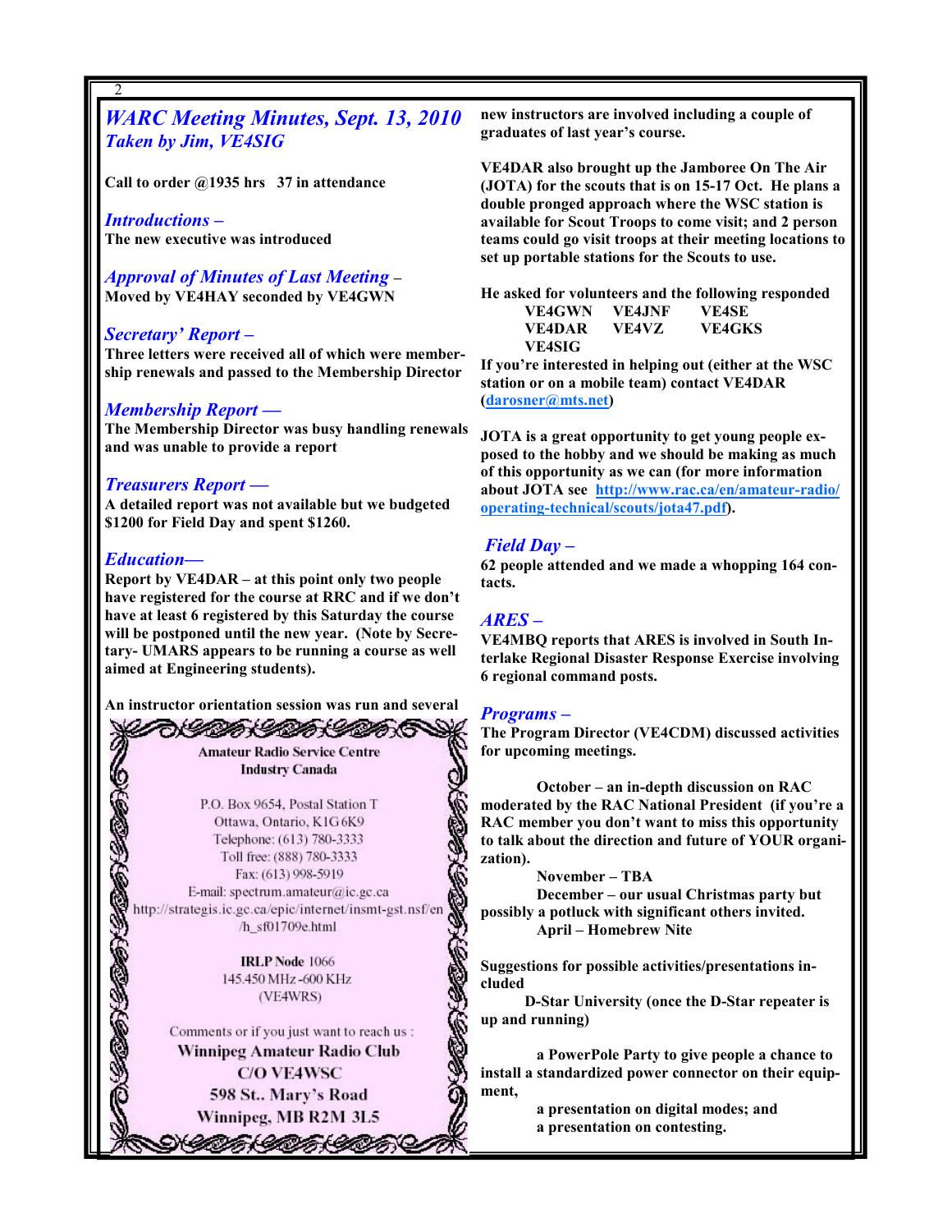## *WARC Meeting Minutes, Sept. 13, 2010*
### *Taken by Jim, VE4SIG*

**Call to order @1935 hrs   37 in attendance**

### *Introductions –*
**The new executive was introduced**

### *Approval of Minutes of Last Meeting –*
**Moved by VE4HAY seconded by VE4GWN**

### *Secretary' Report –*
**Three letters were received all of which were membership renewals and passed to the Membership Director**

### *Membership Report —*
**The Membership Director was busy handling renewals and was unable to provide a report**

### *Treasurers Report —*
**A detailed report was not available but we budgeted $1200 for Field Day and spent $1260.**

### *Education—*
**Report by VE4DAR – at this point only two people have registered for the course at RRC and if we don't have at least 6 registered by this Saturday the course will be postponed until the new year. (Note by Secretary- UMARS appears to be running a course as well aimed at Engineering students).**

**An instructor orientation session was run and several new instructors are involved including a couple of graduates of last year's course.**

**VE4DAR also brought up the Jamboree On The Air (JOTA) for the scouts that is on 15-17 Oct. He plans a double pronged approach where the WSC station is available for Scout Troops to come visit; and 2 person teams could go visit troops at their meeting locations to set up portable stations for the Scouts to use.**

**He asked for volunteers and the following responded**

**VE4GWN   VE4JNF   VE4SE**
**VE4DAR   VE4VZ   VE4GKS**
**VE4SIG**

**If you're interested in helping out (either at the WSC station or on a mobile team) contact VE4DAR (darosner@mts.net)**

**JOTA is a great opportunity to get young people exposed to the hobby and we should be making as much of this opportunity as we can (for more information about JOTA see http://www.rac.ca/en/amateur-radio/operating-technical/scouts/jota47.pdf).**

### *Field Day –*
**62 people attended and we made a whopping 164 contacts.**

### *ARES –*
**VE4MBQ reports that ARES is involved in South Interlake Regional Disaster Response Exercise involving 6 regional command posts.**

### *Programs –*
**The Program Director (VE4CDM) discussed activities for upcoming meetings.**

**October – an in-depth discussion on RAC moderated by the RAC National President (if you're a RAC member you don't want to miss this opportunity to talk about the direction and future of YOUR organization).**

**November – TBA**

**December – our usual Christmas party but possibly a potluck with significant others invited.**

**April – Homebrew Nite**

**Suggestions for possible activities/presentations included**

**D-Star University (once the D-Star repeater is up and running)**

**a PowerPole Party to give people a chance to install a standardized power connector on their equipment,**

**a presentation on digital modes; and**

**a presentation on contesting.**

---

**Amateur Radio Service Centre**
**Industry Canada**

P.O. Box 9654, Postal Station T
Ottawa, Ontario, K1G 6K9
Telephone: (613) 780-3333
Toll free: (888) 780-3333
Fax: (613) 998-5919
E-mail: spectrum.amateur@ic.gc.ca
http://strategis.ic.gc.ca/epic/internet/insmt-gst.nsf/en/h_sf01709e.html

**IRLP Node** 1066
145.450 MHz -600 KHz
(VE4WRS)

Comments or if you just want to reach us :
**Winnipeg Amateur Radio Club**
**C/O VE4WSC**
**598 St.. Mary's Road**
**Winnipeg, MB R2M 3L5**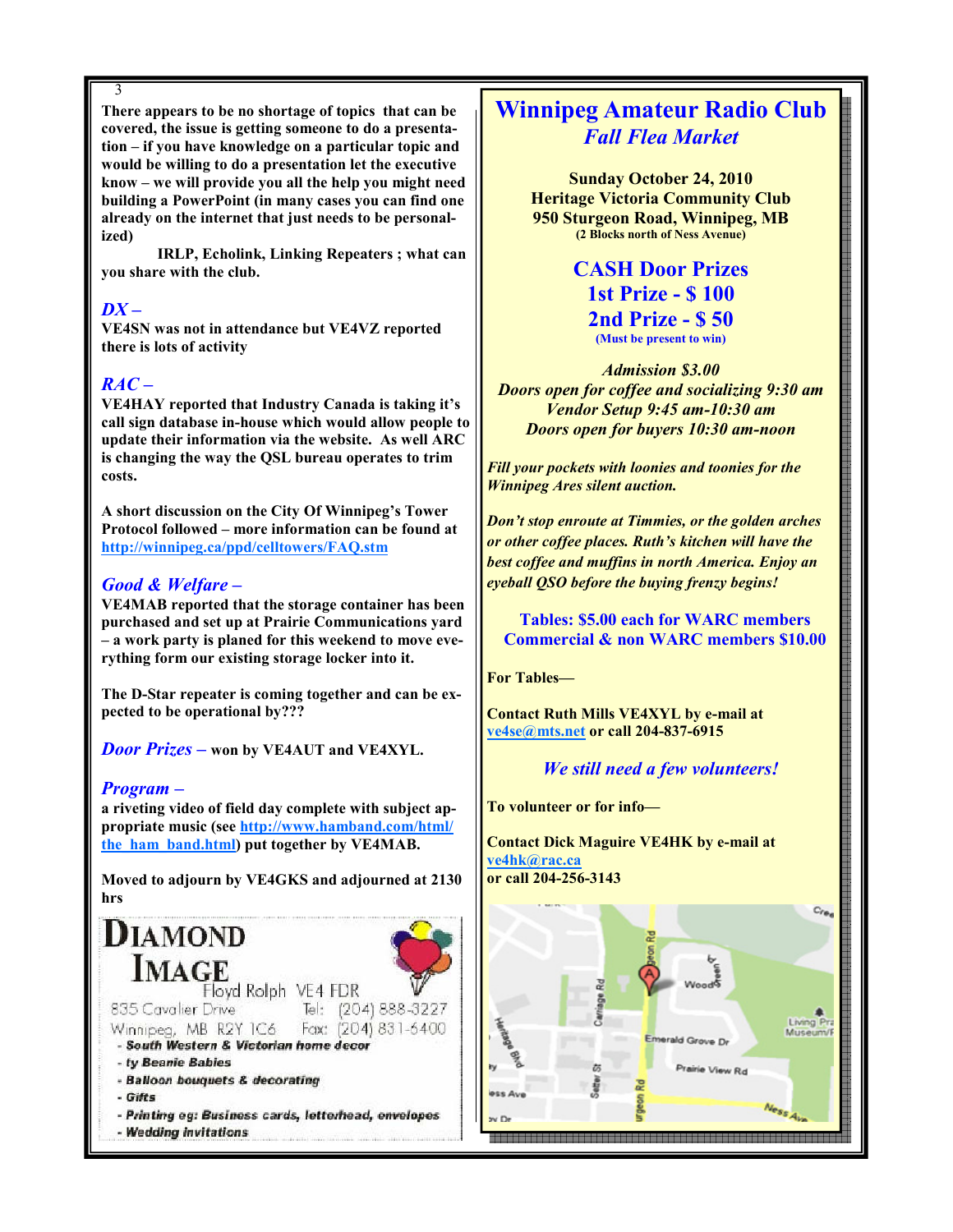**There appears to be no shortage of topics that can be covered, the issue is getting someone to do a presentation – if you have knowledge on a particular topic and would be willing to do a presentation let the executive know – we will provide you all the help you might need building a PowerPoint (in many cases you can find one already on the internet that just needs to be personalized)**

**IRLP, Echolink, Linking Repeaters ; what can you share with the club.**

### *DX –*

**VE4SN was not in attendance but VE4VZ reported there is lots of activity**

### *RAC –*

**VE4HAY reported that Industry Canada is taking it's call sign database in-house which would allow people to update their information via the website. As well ARC is changing the way the QSL bureau operates to trim costs.**

**A short discussion on the City Of Winnipeg's Tower Protocol followed – more information can be found at http://winnipeg.ca/ppd/celltowers/FAQ.stm**

### *Good & Welfare –*

**VE4MAB reported that the storage container has been purchased and set up at Prairie Communications yard – a work party is planed for this weekend to move everything form our existing storage locker into it.**

**The D-Star repeater is coming together and can be expected to be operational by???**

*Door Prizes –* **won by VE4AUT and VE4XYL.**

### *Program –*

**a riveting video of field day complete with subject appropriate music (see http://www.hamband.com/html/the_ham_band.html) put together by VE4MAB.**

**Moved to adjourn by VE4GKS and adjourned at 2130 hrs**

**DIAMOND IMAGE**
Floyd Rolph VE4 FDR
835 Cavalier Drive Tel: (204) 888-3227
Winnipeg, MB R2Y 1C6 Fax: (204) 831-6400

- *South Western & Victorian home decor*
- *ty Beanie Babies*
- *Balloon bouquets & decorating*
- *Gifts*
- *Printing eg: Business cards, letterhead, envelopes*
- *Wedding invitations*

# Winnipeg Amateur Radio Club
## *Fall Flea Market*

**Sunday October 24, 2010**
**Heritage Victoria Community Club**
**950 Sturgeon Road, Winnipeg, MB**
**(2 Blocks north of Ness Avenue)**

## CASH Door Prizes
## 1st Prize - $ 100
## 2nd Prize - $ 50
**(Must be present to win)**

***Admission $3.00***
***Doors open for coffee and socializing 9:30 am***
***Vendor Setup 9:45 am-10:30 am***
***Doors open for buyers 10:30 am-noon***

***Fill your pockets with loonies and toonies for the Winnipeg Ares silent auction.***

***Don't stop enroute at Timmies, or the golden arches or other coffee places. Ruth's kitchen will have the best coffee and muffins in north America. Enjoy an eyeball QSO before the buying frenzy begins!***

**Tables: $5.00 each for WARC members**
**Commercial & non WARC members $10.00**

**For Tables—**

**Contact Ruth Mills VE4XYL by e-mail at ve4se@mts.net or call 204-837-6915**

***We still need a few volunteers!***

**To volunteer or for info—**

**Contact Dick Maguire VE4HK by e-mail at ve4hk@rac.ca**
**or call 204-256-3143**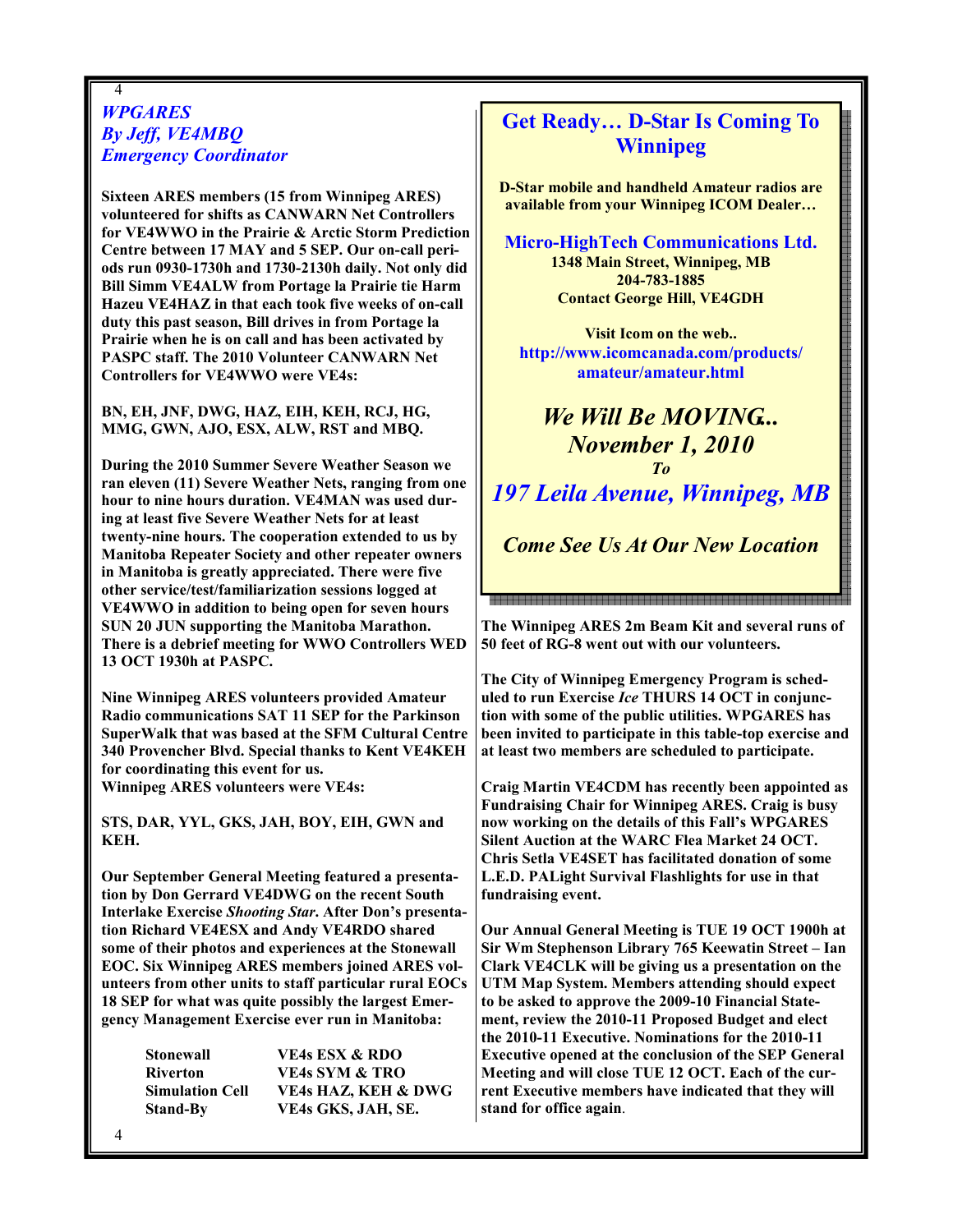## *WPGARES*
## *By Jeff, VE4MBQ*
## *Emergency Coordinator*

**Sixteen ARES members (15 from Winnipeg ARES) volunteered for shifts as CANWARN Net Controllers for VE4WWO in the Prairie & Arctic Storm Prediction Centre between 17 MAY and 5 SEP. Our on-call periods run 0930-1730h and 1730-2130h daily. Not only did Bill Simm VE4ALW from Portage la Prairie tie Harm Hazeu VE4HAZ in that each took five weeks of on-call duty this past season, Bill drives in from Portage la Prairie when he is on call and has been activated by PASPC staff. The 2010 Volunteer CANWARN Net Controllers for VE4WWO were VE4s:**

**BN, EH, JNF, DWG, HAZ, EIH, KEH, RCJ, HG, MMG, GWN, AJO, ESX, ALW, RST and MBQ.**

**During the 2010 Summer Severe Weather Season we ran eleven (11) Severe Weather Nets, ranging from one hour to nine hours duration. VE4MAN was used during at least five Severe Weather Nets for at least twenty-nine hours. The cooperation extended to us by Manitoba Repeater Society and other repeater owners in Manitoba is greatly appreciated. There were five other service/test/familiarization sessions logged at VE4WWO in addition to being open for seven hours SUN 20 JUN supporting the Manitoba Marathon. There is a debrief meeting for WWO Controllers WED 13 OCT 1930h at PASPC.**

**Nine Winnipeg ARES volunteers provided Amateur Radio communications SAT 11 SEP for the Parkinson SuperWalk that was based at the SFM Cultural Centre 340 Provencher Blvd. Special thanks to Kent VE4KEH for coordinating this event for us.**
**Winnipeg ARES volunteers were VE4s:**

**STS, DAR, YYL, GKS, JAH, BOY, EIH, GWN and KEH.**

**Our September General Meeting featured a presentation by Don Gerrard VE4DWG on the recent South Interlake Exercise *Shooting Star*. After Don's presentation Richard VE4ESX and Andy VE4RDO shared some of their photos and experiences at the Stonewall EOC. Six Winnipeg ARES members joined ARES volunteers from other units to staff particular rural EOCs 18 SEP for what was quite possibly the largest Emergency Management Exercise ever run in Manitoba:**

| | |
|---|---|
| **Stonewall** | **VE4s ESX & RDO** |
| **Riverton** | **VE4s SYM & TRO** |
| **Simulation Cell** | **VE4s HAZ, KEH & DWG** |
| **Stand-By** | **VE4s GKS, JAH, SE.** |

## Get Ready… D-Star Is Coming To Winnipeg

**D-Star mobile and handheld Amateur radios are available from your Winnipeg ICOM Dealer…**

**Micro-HighTech Communications Ltd.**
**1348 Main Street, Winnipeg, MB**
**204-783-1885**
**Contact George Hill, VE4GDH**

**Visit Icom on the web..**
**http://www.icomcanada.com/products/amateur/amateur.html**

***We Will Be MOVING..***
***November 1, 2010***
***To***
***197 Leila Avenue, Winnipeg, MB***

***Come See Us At Our New Location***

**The Winnipeg ARES 2m Beam Kit and several runs of 50 feet of RG-8 went out with our volunteers.**

**The City of Winnipeg Emergency Program is scheduled to run Exercise *Ice* THURS 14 OCT in conjunction with some of the public utilities. WPGARES has been invited to participate in this table-top exercise and at least two members are scheduled to participate.**

**Craig Martin VE4CDM has recently been appointed as Fundraising Chair for Winnipeg ARES. Craig is busy now working on the details of this Fall's WPGARES Silent Auction at the WARC Flea Market 24 OCT. Chris Setla VE4SET has facilitated donation of some L.E.D. PALight Survival Flashlights for use in that fundraising event.**

**Our Annual General Meeting is TUE 19 OCT 1900h at Sir Wm Stephenson Library 765 Keewatin Street – Ian Clark VE4CLK will be giving us a presentation on the UTM Map System. Members attending should expect to be asked to approve the 2009-10 Financial Statement, review the 2010-11 Proposed Budget and elect the 2010-11 Executive. Nominations for the 2010-11 Executive opened at the conclusion of the SEP General Meeting and will close TUE 12 OCT. Each of the current Executive members have indicated that they will stand for office again**.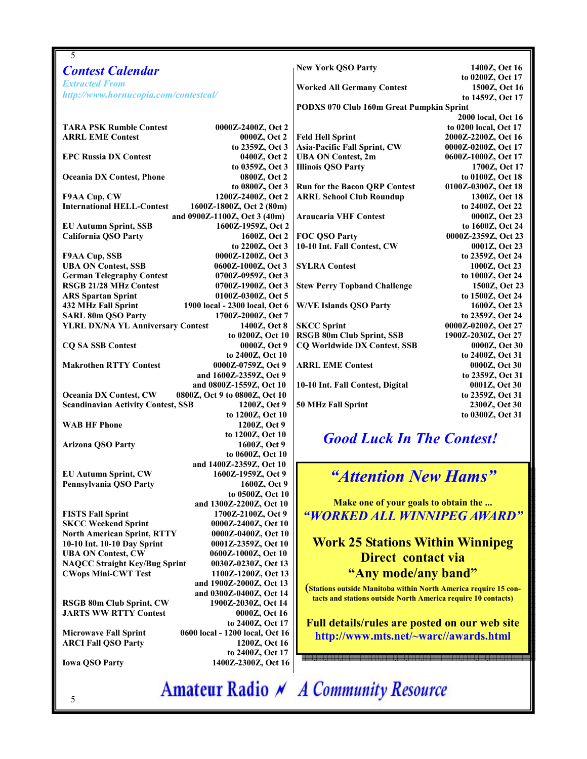## *Contest Calendar*

*Extracted From http://www.hornucopia.com/contestcal/*

| Contest | Date/Time |
|---|---|
| **TARA PSK Rumble Contest** | **0000Z-2400Z, Oct 2** |
| **ARRL EME Contest** | **0000Z, Oct 2 to 2359Z, Oct 3** |
| **EPC Russia DX Contest** | **0400Z, Oct 2 to 0359Z, Oct 3** |
| **Oceania DX Contest, Phone** | **0800Z, Oct 2 to 0800Z, Oct 3** |
| **F9AA Cup, CW** | **1200Z-2400Z, Oct 2** |
| **International HELL-Contest** | **1600Z-1800Z, Oct 2 (80m) and 0900Z-1100Z, Oct 3 (40m)** |
| **EU Autumn Sprint, SSB** | **1600Z-1959Z, Oct 2** |
| **California QSO Party** | **1600Z, Oct 2 to 2200Z, Oct 3** |
| **F9AA Cup, SSB** | **0000Z-1200Z, Oct 3** |
| **UBA ON Contest, SSB** | **0600Z-1000Z, Oct 3** |
| **German Telegraphy Contest** | **0700Z-0959Z, Oct 3** |
| **RSGB 21/28 MHz Contest** | **0700Z-1900Z, Oct 3** |
| **ARS Spartan Sprint** | **0100Z-0300Z, Oct 5** |
| **432 MHz Fall Sprint** | **1900 local - 2300 local, Oct 6** |
| **SARL 80m QSO Party** | **1700Z-2000Z, Oct 7** |
| **YLRL DX/NA YL Anniversary Contest** | **1400Z, Oct 8 to 0200Z, Oct 10** |
| **CQ SA SSB Contest** | **0000Z, Oct 9 to 2400Z, Oct 10** |
| **Makrothen RTTY Contest** | **0000Z-0759Z, Oct 9 and 1600Z-2359Z, Oct 9 and 0800Z-1559Z, Oct 10** |
| **Oceania DX Contest, CW** | **0800Z, Oct 9 to 0800Z, Oct 10** |
| **Scandinavian Activity Contest, SSB** | **1200Z, Oct 9 to 1200Z, Oct 10** |
| **WAB HF Phone** | **1200Z, Oct 9 to 1200Z, Oct 10** |
| **Arizona QSO Party** | **1600Z, Oct 9 to 0600Z, Oct 10 and 1400Z-2359Z, Oct 10** |
| **EU Autumn Sprint, CW** | **1600Z-1959Z, Oct 9** |
| **Pennsylvania QSO Party** | **1600Z, Oct 9 to 0500Z, Oct 10 and 1300Z-2200Z, Oct 10** |
| **FISTS Fall Sprint** | **1700Z-2100Z, Oct 9** |
| **SKCC Weekend Sprint** | **0000Z-2400Z, Oct 10** |
| **North American Sprint, RTTY** | **0000Z-0400Z, Oct 10** |
| **10-10 Int. 10-10 Day Sprint** | **0001Z-2359Z, Oct 10** |
| **UBA ON Contest, CW** | **0600Z-1000Z, Oct 10** |
| **NAQCC Straight Key/Bug Sprint** | **0030Z-0230Z, Oct 13** |
| **CWops Mini-CWT Test** | **1100Z-1200Z, Oct 13 and 1900Z-2000Z, Oct 13 and 0300Z-0400Z, Oct 14** |
| **RSGB 80m Club Sprint, CW** | **1900Z-2030Z, Oct 14** |
| **JARTS WW RTTY Contest** | **0000Z, Oct 16 to 2400Z, Oct 17** |
| **Microwave Fall Sprint** | **0600 local - 1200 local, Oct 16** |
| **ARCI Fall QSO Party** | **1200Z, Oct 16 to 2400Z, Oct 17** |
| **Iowa QSO Party** | **1400Z-2300Z, Oct 16** |
| **New York QSO Party** | **1400Z, Oct 16 to 0200Z, Oct 17** |
| **Worked All Germany Contest** | **1500Z, Oct 16 to 1459Z, Oct 17** |
| **PODXS 070 Club 160m Great Pumpkin Sprint** | **2000 local, Oct 16 to 0200 local, Oct 17** |
| **Feld Hell Sprint** | **2000Z-2200Z, Oct 16** |
| **Asia-Pacific Fall Sprint, CW** | **0000Z-0200Z, Oct 17** |
| **UBA ON Contest, 2m** | **0600Z-1000Z, Oct 17** |
| **Illinois QSO Party** | **1700Z, Oct 17 to 0100Z, Oct 18** |
| **Run for the Bacon QRP Contest** | **0100Z-0300Z, Oct 18** |
| **ARRL School Club Roundup** | **1300Z, Oct 18 to 2400Z, Oct 22** |
| **Araucaria VHF Contest** | **0000Z, Oct 23 to 1600Z, Oct 24** |
| **FOC QSO Party** | **0000Z-2359Z, Oct 23** |
| **10-10 Int. Fall Contest, CW** | **0001Z, Oct 23 to 2359Z, Oct 24** |
| **SYLRA Contest** | **1000Z, Oct 23 to 1000Z, Oct 24** |
| **Stew Perry Topband Challenge** | **1500Z, Oct 23 to 1500Z, Oct 24** |
| **W/VE Islands QSO Party** | **1600Z, Oct 23 to 2359Z, Oct 24** |
| **SKCC Sprint** | **0000Z-0200Z, Oct 27** |
| **RSGB 80m Club Sprint, SSB** | **1900Z-2030Z, Oct 27** |
| **CQ Worldwide DX Contest, SSB** | **0000Z, Oct 30 to 2400Z, Oct 31** |
| **ARRL EME Contest** | **0000Z, Oct 30 to 2359Z, Oct 31** |
| **10-10 Int. Fall Contest, Digital** | **0001Z, Oct 30 to 2359Z, Oct 31** |
| **50 MHz Fall Sprint** | **2300Z, Oct 30 to 0300Z, Oct 31** |

## *Good Luck In The Contest!*

## *"Attention New Hams"*

**Make one of your goals to obtain the ...**

***"WORKED ALL WINNIPEG AWARD"***

**Work 25 Stations Within Winnipeg Direct contact via "Any mode/any band"**

**(Stations outside Manitoba within North America require 15 contacts and stations outside North America require 10 contacts)**

**Full details/rules are posted on our web site http://www.mts.net/~warc//awards.html**

**Amateur Radio — A Community Resource**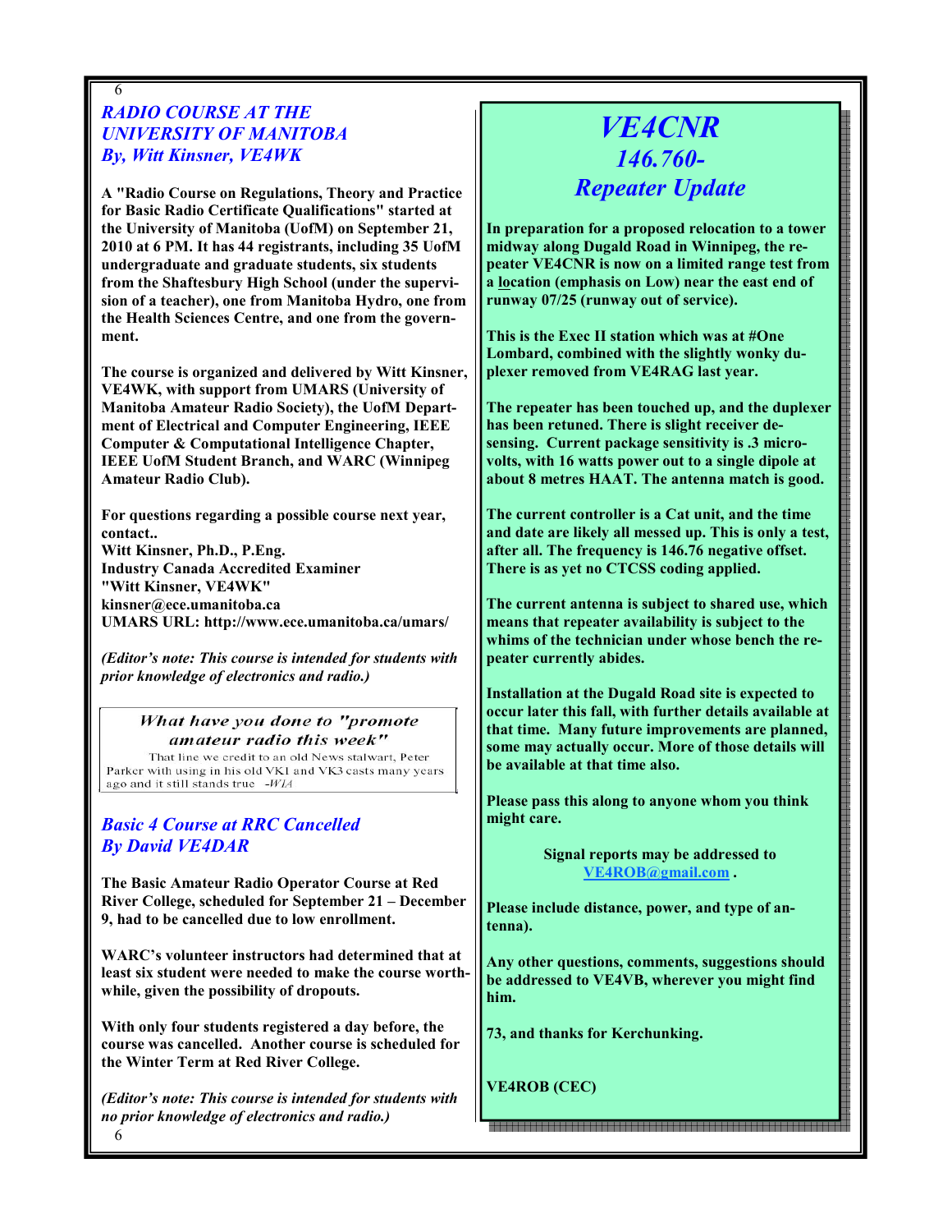## RADIO COURSE AT THE UNIVERSITY OF MANITOBA
### By, Witt Kinsner, VE4WK

**A "Radio Course on Regulations, Theory and Practice for Basic Radio Certificate Qualifications" started at the University of Manitoba (UofM) on September 21, 2010 at 6 PM. It has 44 registrants, including 35 UofM undergraduate and graduate students, six students from the Shaftesbury High School (under the supervision of a teacher), one from Manitoba Hydro, one from the Health Sciences Centre, and one from the government.**

**The course is organized and delivered by Witt Kinsner, VE4WK, with support from UMARS (University of Manitoba Amateur Radio Society), the UofM Department of Electrical and Computer Engineering, IEEE Computer & Computational Intelligence Chapter, IEEE UofM Student Branch, and WARC (Winnipeg Amateur Radio Club).**

**For questions regarding a possible course next year, contact..**
**Witt Kinsner, Ph.D., P.Eng.**
**Industry Canada Accredited Examiner**
**"Witt Kinsner, VE4WK"**
**kinsner@ece.umanitoba.ca**
**UMARS URL: http://www.ece.umanitoba.ca/umars/**

***(Editor's note: This course is intended for students with prior knowledge of electronics and radio.)***

> *What have you done to "promote amateur radio this week"*
> That line we credit to an old News stalwart, Peter Parker with using in his old VK1 and VK3 casts many years ago and it still stands true -*WIA*

## Basic 4 Course at RRC Cancelled
### By David VE4DAR

**The Basic Amateur Radio Operator Course at Red River College, scheduled for September 21 – December 9, had to be cancelled due to low enrollment.**

**WARC's volunteer instructors had determined that at least six student were needed to make the course worthwhile, given the possibility of dropouts.**

**With only four students registered a day before, the course was cancelled. Another course is scheduled for the Winter Term at Red River College.**

***(Editor's note: This course is intended for students with no prior knowledge of electronics and radio.)***

## VE4CNR
## 146.760-
## Repeater Update

**In preparation for a proposed relocation to a tower midway along Dugald Road in Winnipeg, the repeater VE4CNR is now on a limited range test from a location (emphasis on Low) near the east end of runway 07/25 (runway out of service).**

**This is the Exec II station which was at #One Lombard, combined with the slightly wonky duplexer removed from VE4RAG last year.**

**The repeater has been touched up, and the duplexer has been retuned. There is slight receiver desensing. Current package sensitivity is .3 microvolts, with 16 watts power out to a single dipole at about 8 metres HAAT. The antenna match is good.**

**The current controller is a Cat unit, and the time and date are likely all messed up. This is only a test, after all. The frequency is 146.76 negative offset. There is as yet no CTCSS coding applied.**

**The current antenna is subject to shared use, which means that repeater availability is subject to the whims of the technician under whose bench the repeater currently abides.**

**Installation at the Dugald Road site is expected to occur later this fall, with further details available at that time. Many future improvements are planned, some may actually occur. More of those details will be available at that time also.**

**Please pass this along to anyone whom you think might care.**

**Signal reports may be addressed to VE4ROB@gmail.com .**

**Please include distance, power, and type of antenna).**

**Any other questions, comments, suggestions should be addressed to VE4VB, wherever you might find him.**

**73, and thanks for Kerchunking.**

**VE4ROB (CEC)**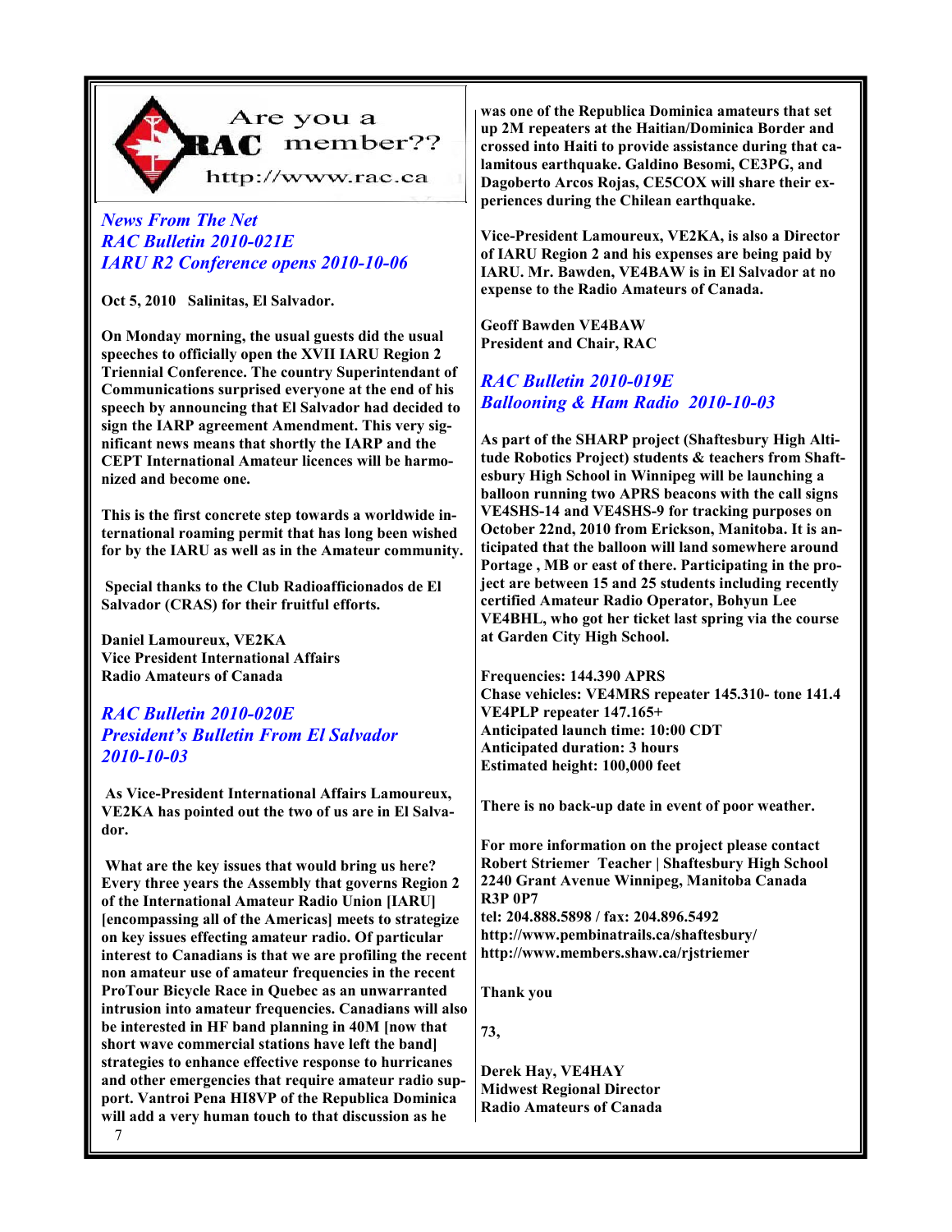Are you a RAC member?? http://www.rac.ca

## *News From The Net*

## *RAC Bulletin 2010-021E*

## *IARU R2 Conference opens 2010-10-06*

**Oct 5, 2010 Salinitas, El Salvador.**

**On Monday morning, the usual guests did the usual speeches to officially open the XVII IARU Region 2 Triennial Conference. The country Superintendant of Communications surprised everyone at the end of his speech by announcing that El Salvador had decided to sign the IARP agreement Amendment. This very significant news means that shortly the IARP and the CEPT International Amateur licences will be harmonized and become one.**

**This is the first concrete step towards a worldwide international roaming permit that has long been wished for by the IARU as well as in the Amateur community.**

**Special thanks to the Club Radioafficionados de El Salvador (CRAS) for their fruitful efforts.**

**Daniel Lamoureux, VE2KA**
**Vice President International Affairs**
**Radio Amateurs of Canada**

## *RAC Bulletin 2010-020E*

## *President's Bulletin From El Salvador 2010-10-03*

**As Vice-President International Affairs Lamoureux, VE2KA has pointed out the two of us are in El Salvador.**

**What are the key issues that would bring us here? Every three years the Assembly that governs Region 2 of the International Amateur Radio Union [IARU] [encompassing all of the Americas] meets to strategize on key issues effecting amateur radio. Of particular interest to Canadians is that we are profiling the recent non amateur use of amateur frequencies in the recent ProTour Bicycle Race in Quebec as an unwarranted intrusion into amateur frequencies. Canadians will also be interested in HF band planning in 40M [now that short wave commercial stations have left the band] strategies to enhance effective response to hurricanes and other emergencies that require amateur radio support. Vantroi Pena HI8VP of the Republica Dominica will add a very human touch to that discussion as he was one of the Republica Dominica amateurs that set up 2M repeaters at the Haitian/Dominica Border and crossed into Haiti to provide assistance during that calamitous earthquake. Galdino Besomi, CE3PG, and Dagoberto Arcos Rojas, CE5COX will share their experiences during the Chilean earthquake.**

**Vice-President Lamoureux, VE2KA, is also a Director of IARU Region 2 and his expenses are being paid by IARU. Mr. Bawden, VE4BAW is in El Salvador at no expense to the Radio Amateurs of Canada.**

**Geoff Bawden VE4BAW**
**President and Chair, RAC**

## *RAC Bulletin 2010-019E*

## *Ballooning & Ham Radio 2010-10-03*

**As part of the SHARP project (Shaftesbury High Altitude Robotics Project) students & teachers from Shaftesbury High School in Winnipeg will be launching a balloon running two APRS beacons with the call signs VE4SHS-14 and VE4SHS-9 for tracking purposes on October 22nd, 2010 from Erickson, Manitoba. It is anticipated that the balloon will land somewhere around Portage , MB or east of there. Participating in the project are between 15 and 25 students including recently certified Amateur Radio Operator, Bohyun Lee VE4BHL, who got her ticket last spring via the course at Garden City High School.**

**Frequencies: 144.390 APRS**
**Chase vehicles: VE4MRS repeater 145.310- tone 141.4**
**VE4PLP repeater 147.165+**
**Anticipated launch time: 10:00 CDT**
**Anticipated duration: 3 hours**
**Estimated height: 100,000 feet**

**There is no back-up date in event of poor weather.**

**For more information on the project please contact Robert Striemer Teacher | Shaftesbury High School 2240 Grant Avenue Winnipeg, Manitoba Canada R3P 0P7**
**tel: 204.888.5898 / fax: 204.896.5492**
**http://www.pembinatrails.ca/shaftesbury/**
**http://www.members.shaw.ca/rjstriemer**

**Thank you**

**73,**

**Derek Hay, VE4HAY**
**Midwest Regional Director**
**Radio Amateurs of Canada**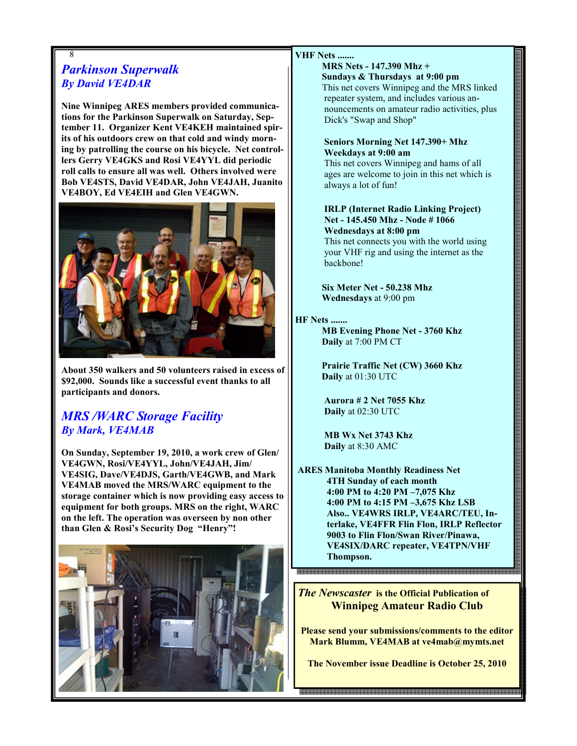## *Parkinson Superwalk*
### *By David VE4DAR*

**Nine Winnipeg ARES members provided communications for the Parkinson Superwalk on Saturday, September 11. Organizer Kent VE4KEH maintained spirits of his outdoors crew on that cold and windy morning by patrolling the course on his bicycle. Net controllers Gerry VE4GKS and Rosi VE4YYL did periodic roll calls to ensure all was well. Others involved were Bob VE4STS, David VE4DAR, John VE4JAH, Juanito VE4BOY, Ed VE4EIH and Glen VE4GWN.**

**About 350 walkers and 50 volunteers raised in excess of $92,000. Sounds like a successful event thanks to all participants and donors.**

## *MRS /WARC Storage Facility*
### *By Mark, VE4MAB*

**On Sunday, September 19, 2010, a work crew of Glen/VE4GWN, Rosi/VE4YYL, John/VE4JAH, Jim/VE4SIG, Dave/VE4DJS, Garth/VE4GWB, and Mark VE4MAB moved the MRS/WARC equipment to the storage container which is now providing easy access to equipment for both groups. MRS on the right, WARC on the left. The operation was overseen by non other than Glen & Rosi's Security Dog "Henry"!**

**VHF Nets .......**

**MRS Nets - 147.390 Mhz +**
**Sundays & Thursdays at 9:00 pm**
This net covers Winnipeg and the MRS linked repeater system, and includes various announcements on amateur radio activities, plus Dick's "Swap and Shop"

**Seniors Morning Net 147.390+ Mhz**
**Weekdays at 9:00 am**
This net covers Winnipeg and hams of all ages are welcome to join in this net which is always a lot of fun!

**IRLP (Internet Radio Linking Project) Net - 145.450 Mhz - Node # 1066**
**Wednesdays at 8:00 pm**
This net connects you with the world using your VHF rig and using the internet as the backbone!

**Six Meter Net - 50.238 Mhz**
**Wednesdays** at 9:00 pm

**HF Nets .......**

**MB Evening Phone Net - 3760 Khz**
**Daily** at 7:00 PM CT

**Prairie Traffic Net (CW) 3660 Khz**
**Daily** at 01:30 UTC

**Aurora # 2 Net 7055 Khz**
**Daily** at 02:30 UTC

**MB Wx Net 3743 Khz**
**Daily** at 8:30 AMC

**ARES Manitoba Monthly Readiness Net**
**4TH Sunday of each month**
**4:00 PM to 4:20 PM –7,075 Khz**
**4:00 PM to 4:15 PM –3,675 Khz LSB**
**Also.. VE4WRS IRLP, VE4ARC/TEU, Interlake, VE4FFR Flin Flon, IRLP Reflector 9003 to Flin Flon/Swan River/Pinawa, VE4SIX/DARC repeater, VE4TPN/VHF Thompson.**

***The Newscaster* is the Official Publication of**
**Winnipeg Amateur Radio Club**

**Please send your submissions/comments to the editor Mark Blumm, VE4MAB at ve4mab@mymts.net**

**The November issue Deadline is October 25, 2010**